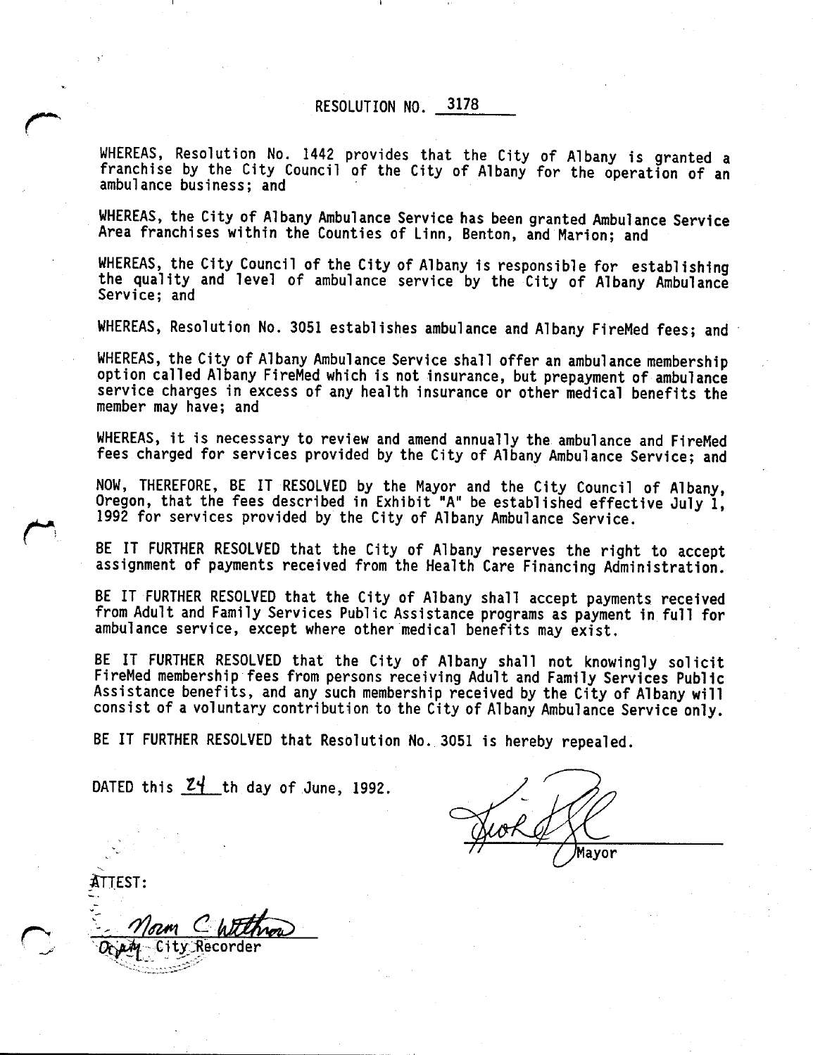# RESOLUTION NO. 3178

WHEREAS, Resolution No. 1442 provides that the City of Albany is granted a franchise by the City Council of the City of Albany for the operation of an ambulance business; and

WHEREAS, the City of Albany Ambulance Service has been granted Ambulance Service Area franchises within the Counties of Linn, Benton, and Marion; and

WHEREAS, the City Council of the City of Albany is responsible for establishing the quality and level of ambulance service by the City of Albany Ambulance Service; and

WHEREAS, Resolution No. 3051 establishes ambulance and Albany FireMed fees; and

WHEREAS, the City of Albany Ambulance Service shall offer an ambulance membership option called Albany FireMed which is not insurance, but prepayment of ambulance service charges in excess of any health insurance or other medical benefits the member may have; and

WHEREAS, it is necessary to review and amend annually the ambulance and FireMed fees charged for services provided by the City of Albany Ambulance Service; and

NOW, THEREFORE, BE IT RESOLVED by the Mayor and the City Council of Albany, Oregon, that the fees described in Exhibit "A" be established effective July 1, 1992 for services provided by the City of Albany Ambulance Service.

BE IT FURTHER RESOLVED that the City of Albany reserves the right to accept assignment of payments received from the Health Care Financing Administration.

BE IT FURTHER RESOLVED that the City of Albany shall accept payments received from Adult and Family Services Public Assistance programs as payment in full for ambulance service, except where other medical benefits may exist.

BE IT FURTHER RESOLVED that the City of Albany shall not knowingly solicit FireMed membership fees from persons receiving Adult and Family Services Public Assistance benefits, and any such membership received by the City of Albany will consist of a voluntary contribution to the City of Albany Ambulance Service only.

BE IT FURTHER RESOLVED that Resolution No. 3051 is hereby repealed.

DATED this 24th day of June, 1992.

Mayor

ATTEST:

Deputy City Recorder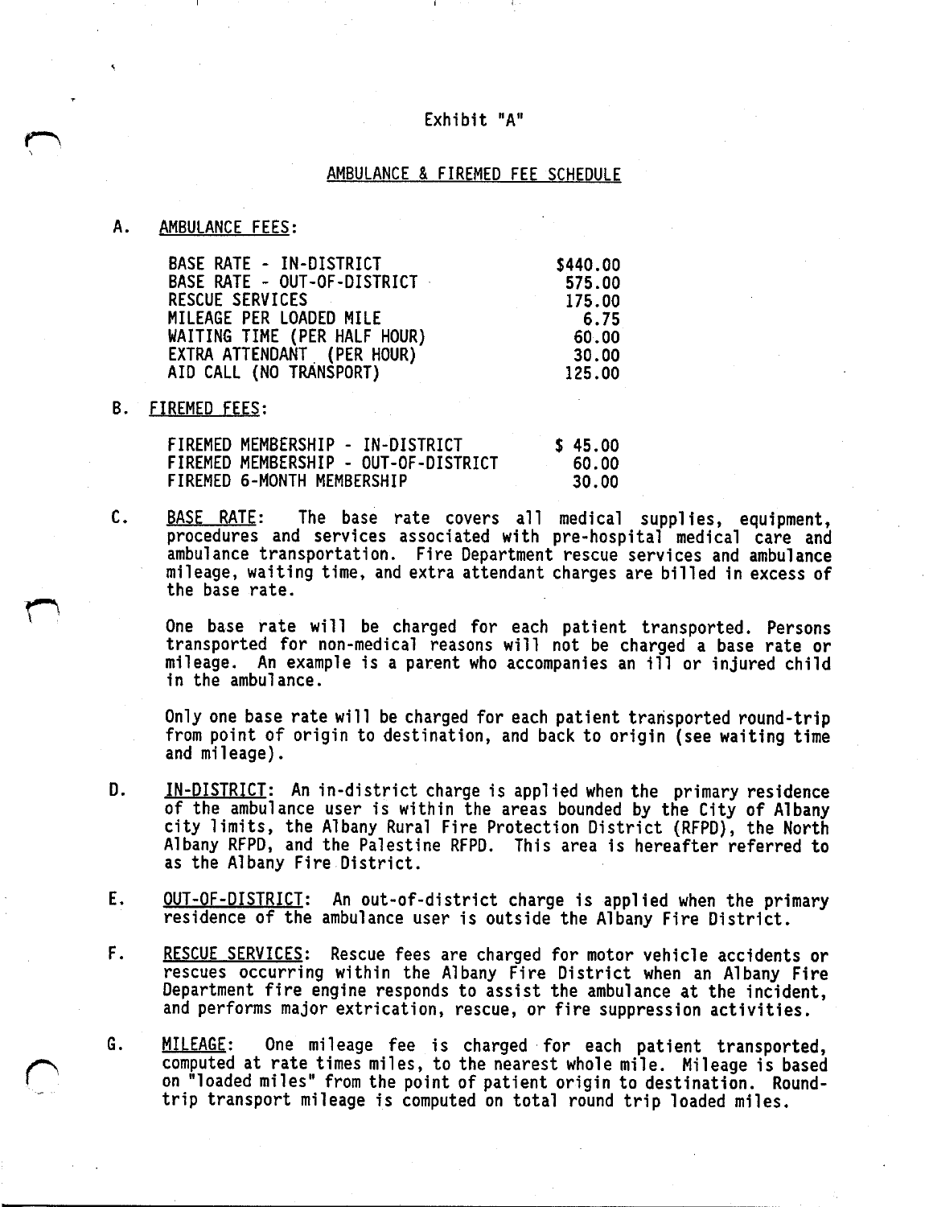Exhibit "A"

## AMBULANCE & FIREMED FEE SCHEDULE

A. AMBULANCE FEES:

| | |
|---|---|
| BASE RATE - IN-DISTRICT | $440.00 |
| BASE RATE - OUT-OF-DISTRICT | 575.00 |
| RESCUE SERVICES | 175.00 |
| MILEAGE PER LOADED MILE | 6.75 |
| WAITING TIME (PER HALF HOUR) | 60.00 |
| EXTRA ATTENDANT (PER HOUR) | 30.00 |
| AID CALL (NO TRANSPORT) | 125.00 |

B. FIREMED FEES:

| | |
|---|---|
| FIREMED MEMBERSHIP - IN-DISTRICT | $ 45.00 |
| FIREMED MEMBERSHIP - OUT-OF-DISTRICT | 60.00 |
| FIREMED 6-MONTH MEMBERSHIP | 30.00 |

C. BASE RATE: The base rate covers all medical supplies, equipment, procedures and services associated with pre-hospital medical care and ambulance transportation. Fire Department rescue services and ambulance mileage, waiting time, and extra attendant charges are billed in excess of the base rate.

One base rate will be charged for each patient transported. Persons transported for non-medical reasons will not be charged a base rate or mileage. An example is a parent who accompanies an ill or injured child in the ambulance.

Only one base rate will be charged for each patient transported round-trip from point of origin to destination, and back to origin (see waiting time and mileage).

D. IN-DISTRICT: An in-district charge is applied when the primary residence of the ambulance user is within the areas bounded by the City of Albany city limits, the Albany Rural Fire Protection District (RFPD), the North Albany RFPD, and the Palestine RFPD. This area is hereafter referred to as the Albany Fire District.

E. OUT-OF-DISTRICT: An out-of-district charge is applied when the primary residence of the ambulance user is outside the Albany Fire District.

F. RESCUE SERVICES: Rescue fees are charged for motor vehicle accidents or rescues occurring within the Albany Fire District when an Albany Fire Department fire engine responds to assist the ambulance at the incident, and performs major extrication, rescue, or fire suppression activities.

G. MILEAGE: One mileage fee is charged for each patient transported, computed at rate times miles, to the nearest whole mile. Mileage is based on "loaded miles" from the point of patient origin to destination. Round-trip transport mileage is computed on total round trip loaded miles.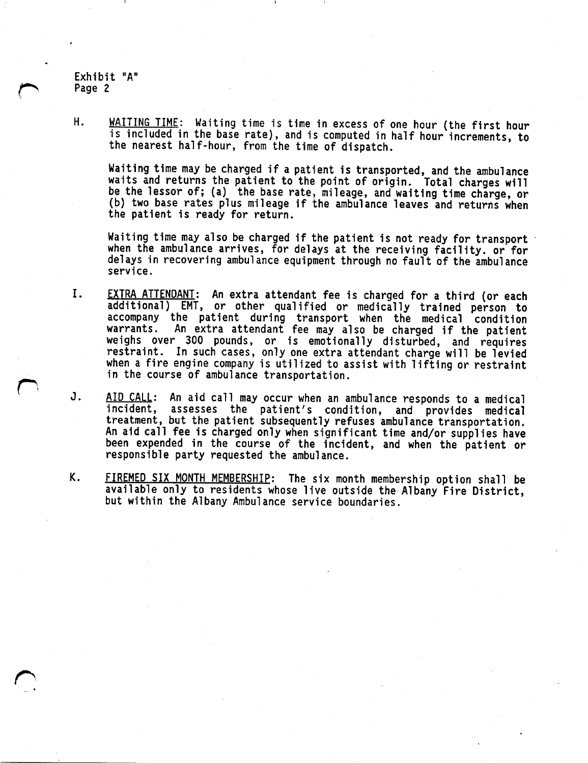Exhibit "A"
Page 2

H. <u>WAITING TIME</u>: Waiting time is time in excess of one hour (the first hour is included in the base rate), and is computed in half hour increments, to the nearest half-hour, from the time of dispatch.

Waiting time may be charged if a patient is transported, and the ambulance waits and returns the patient to the point of origin. Total charges will be the lessor of; (a) the base rate, mileage, and waiting time charge, or (b) two base rates plus mileage if the ambulance leaves and returns when the patient is ready for return.

Waiting time may also be charged if the patient is not ready for transport when the ambulance arrives, for delays at the receiving facility. or for delays in recovering ambulance equipment through no fault of the ambulance service.

I. <u>EXTRA ATTENDANT</u>: An extra attendant fee is charged for a third (or each additional) EMT, or other qualified or medically trained person to accompany the patient during transport when the medical condition warrants. An extra attendant fee may also be charged if the patient weighs over 300 pounds, or is emotionally disturbed, and requires restraint. In such cases, only one extra attendant charge will be levied when a fire engine company is utilized to assist with lifting or restraint in the course of ambulance transportation.

J. <u>AID CALL</u>: An aid call may occur when an ambulance responds to a medical incident, assesses the patient's condition, and provides medical treatment, but the patient subsequently refuses ambulance transportation. An aid call fee is charged only when significant time and/or supplies have been expended in the course of the incident, and when the patient or responsible party requested the ambulance.

K. <u>FIREMED SIX MONTH MEMBERSHIP</u>: The six month membership option shall be available only to residents whose live outside the Albany Fire District, but within the Albany Ambulance service boundaries.